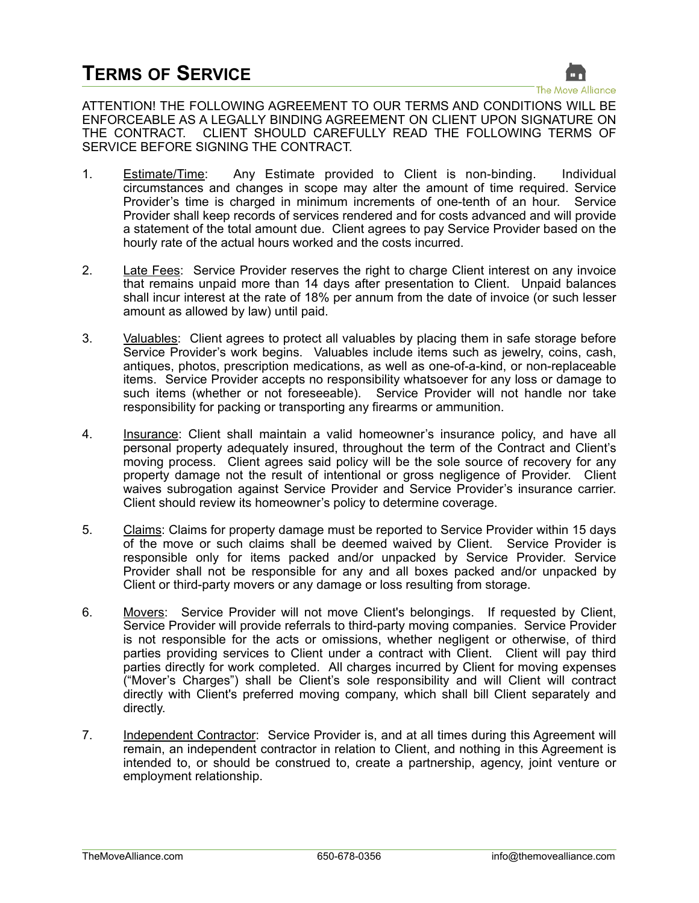# TERMS OF SERVICE

ATTENTION! THE FOLLOWING AGREEMENT TO OUR TERMS AND CONDITIONS WILL BE ENFORCEABLE AS A LEGALLY BINDING AGREEMENT ON CLIENT UPON SIGNATURE ON THE CONTRACT. CLIENT SHOULD CAREFULLY READ THE FOLLOWING TERMS OF SERVICE BEFORE SIGNING THE CONTRACT.

1. Estimate/Time: Any Estimate provided to Client is non-binding. Individual circumstances and changes in scope may alter the amount of time required. Service Provider's time is charged in minimum increments of one-tenth of an hour. Service Provider shall keep records of services rendered and for costs advanced and will provide a statement of the total amount due. Client agrees to pay Service Provider based on the hourly rate of the actual hours worked and the costs incurred.

2. Late Fees: Service Provider reserves the right to charge Client interest on any invoice that remains unpaid more than 14 days after presentation to Client. Unpaid balances shall incur interest at the rate of 18% per annum from the date of invoice (or such lesser amount as allowed by law) until paid.

3. Valuables: Client agrees to protect all valuables by placing them in safe storage before Service Provider's work begins. Valuables include items such as jewelry, coins, cash, antiques, photos, prescription medications, as well as one-of-a-kind, or non-replaceable items. Service Provider accepts no responsibility whatsoever for any loss or damage to such items (whether or not foreseeable). Service Provider will not handle nor take responsibility for packing or transporting any firearms or ammunition.

4. Insurance: Client shall maintain a valid homeowner's insurance policy, and have all personal property adequately insured, throughout the term of the Contract and Client's moving process. Client agrees said policy will be the sole source of recovery for any property damage not the result of intentional or gross negligence of Provider. Client waives subrogation against Service Provider and Service Provider's insurance carrier. Client should review its homeowner's policy to determine coverage.

5. Claims: Claims for property damage must be reported to Service Provider within 15 days of the move or such claims shall be deemed waived by Client. Service Provider is responsible only for items packed and/or unpacked by Service Provider. Service Provider shall not be responsible for any and all boxes packed and/or unpacked by Client or third-party movers or any damage or loss resulting from storage.

6. Movers: Service Provider will not move Client's belongings. If requested by Client, Service Provider will provide referrals to third-party moving companies. Service Provider is not responsible for the acts or omissions, whether negligent or otherwise, of third parties providing services to Client under a contract with Client. Client will pay third parties directly for work completed. All charges incurred by Client for moving expenses ("Mover's Charges") shall be Client's sole responsibility and will Client will contract directly with Client's preferred moving company, which shall bill Client separately and directly.

7. Independent Contractor: Service Provider is, and at all times during this Agreement will remain, an independent contractor in relation to Client, and nothing in this Agreement is intended to, or should be construed to, create a partnership, agency, joint venture or employment relationship.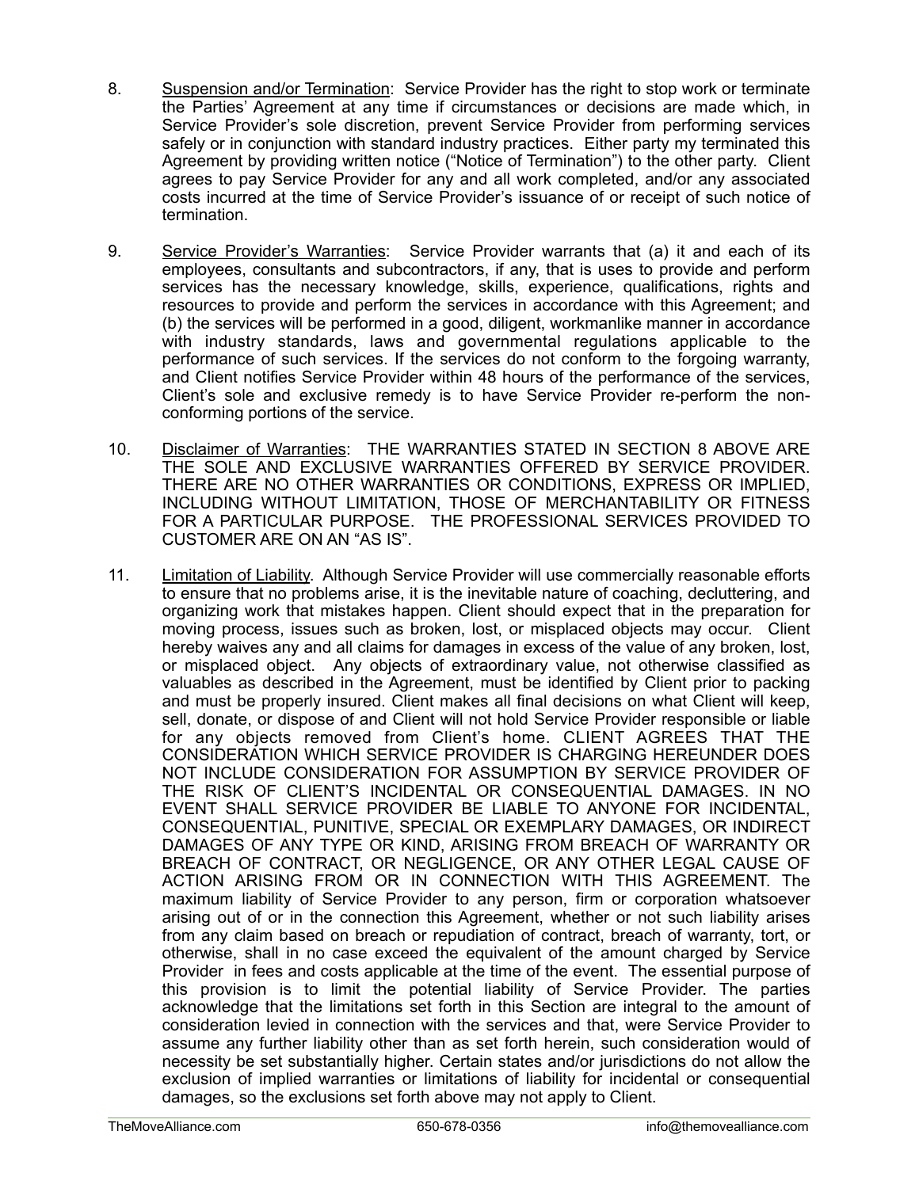8. <u>Suspension and/or Termination</u>: Service Provider has the right to stop work or terminate the Parties' Agreement at any time if circumstances or decisions are made which, in Service Provider's sole discretion, prevent Service Provider from performing services safely or in conjunction with standard industry practices. Either party my terminated this Agreement by providing written notice ("Notice of Termination") to the other party. Client agrees to pay Service Provider for any and all work completed, and/or any associated costs incurred at the time of Service Provider's issuance of or receipt of such notice of termination.

9. <u>Service Provider's Warranties</u>: Service Provider warrants that (a) it and each of its employees, consultants and subcontractors, if any, that is uses to provide and perform services has the necessary knowledge, skills, experience, qualifications, rights and resources to provide and perform the services in accordance with this Agreement; and (b) the services will be performed in a good, diligent, workmanlike manner in accordance with industry standards, laws and governmental regulations applicable to the performance of such services. If the services do not conform to the forgoing warranty, and Client notifies Service Provider within 48 hours of the performance of the services, Client's sole and exclusive remedy is to have Service Provider re-perform the non-conforming portions of the service.

10. <u>Disclaimer of Warranties</u>: THE WARRANTIES STATED IN SECTION 8 ABOVE ARE THE SOLE AND EXCLUSIVE WARRANTIES OFFERED BY SERVICE PROVIDER. THERE ARE NO OTHER WARRANTIES OR CONDITIONS, EXPRESS OR IMPLIED, INCLUDING WITHOUT LIMITATION, THOSE OF MERCHANTABILITY OR FITNESS FOR A PARTICULAR PURPOSE. THE PROFESSIONAL SERVICES PROVIDED TO CUSTOMER ARE ON AN "AS IS".

11. <u>Limitation of Liability</u>. Although Service Provider will use commercially reasonable efforts to ensure that no problems arise, it is the inevitable nature of coaching, decluttering, and organizing work that mistakes happen. Client should expect that in the preparation for moving process, issues such as broken, lost, or misplaced objects may occur. Client hereby waives any and all claims for damages in excess of the value of any broken, lost, or misplaced object. Any objects of extraordinary value, not otherwise classified as valuables as described in the Agreement, must be identified by Client prior to packing and must be properly insured. Client makes all final decisions on what Client will keep, sell, donate, or dispose of and Client will not hold Service Provider responsible or liable for any objects removed from Client's home. CLIENT AGREES THAT THE CONSIDERATION WHICH SERVICE PROVIDER IS CHARGING HEREUNDER DOES NOT INCLUDE CONSIDERATION FOR ASSUMPTION BY SERVICE PROVIDER OF THE RISK OF CLIENT'S INCIDENTAL OR CONSEQUENTIAL DAMAGES. IN NO EVENT SHALL SERVICE PROVIDER BE LIABLE TO ANYONE FOR INCIDENTAL, CONSEQUENTIAL, PUNITIVE, SPECIAL OR EXEMPLARY DAMAGES, OR INDIRECT DAMAGES OF ANY TYPE OR KIND, ARISING FROM BREACH OF WARRANTY OR BREACH OF CONTRACT, OR NEGLIGENCE, OR ANY OTHER LEGAL CAUSE OF ACTION ARISING FROM OR IN CONNECTION WITH THIS AGREEMENT. The maximum liability of Service Provider to any person, firm or corporation whatsoever arising out of or in the connection this Agreement, whether or not such liability arises from any claim based on breach or repudiation of contract, breach of warranty, tort, or otherwise, shall in no case exceed the equivalent of the amount charged by Service Provider in fees and costs applicable at the time of the event. The essential purpose of this provision is to limit the potential liability of Service Provider. The parties acknowledge that the limitations set forth in this Section are integral to the amount of consideration levied in connection with the services and that, were Service Provider to assume any further liability other than as set forth herein, such consideration would of necessity be set substantially higher. Certain states and/or jurisdictions do not allow the exclusion of implied warranties or limitations of liability for incidental or consequential damages, so the exclusions set forth above may not apply to Client.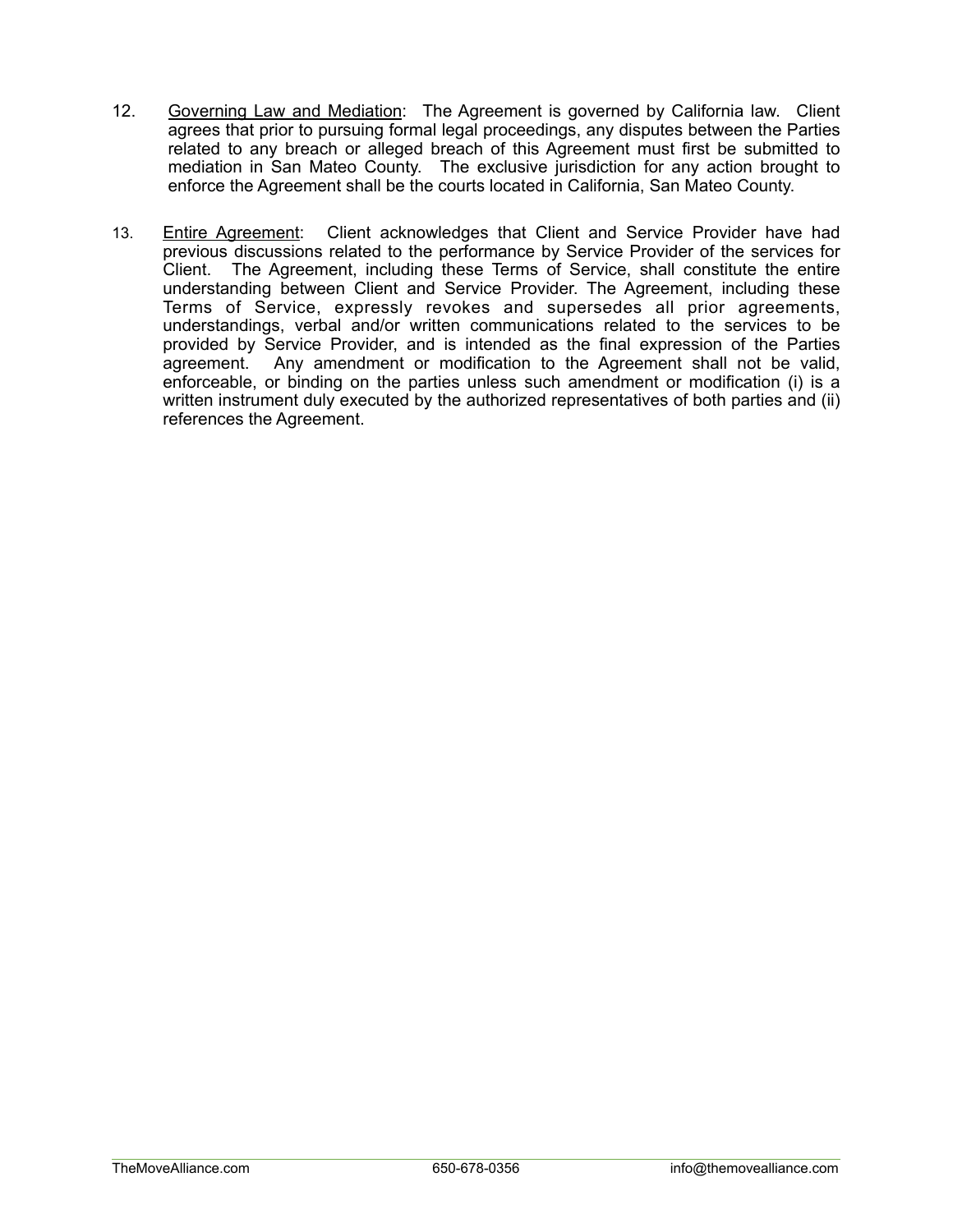12. Governing Law and Mediation: The Agreement is governed by California law. Client agrees that prior to pursuing formal legal proceedings, any disputes between the Parties related to any breach or alleged breach of this Agreement must first be submitted to mediation in San Mateo County. The exclusive jurisdiction for any action brought to enforce the Agreement shall be the courts located in California, San Mateo County.

13. Entire Agreement: Client acknowledges that Client and Service Provider have had previous discussions related to the performance by Service Provider of the services for Client. The Agreement, including these Terms of Service, shall constitute the entire understanding between Client and Service Provider. The Agreement, including these Terms of Service, expressly revokes and supersedes all prior agreements, understandings, verbal and/or written communications related to the services to be provided by Service Provider, and is intended as the final expression of the Parties agreement. Any amendment or modification to the Agreement shall not be valid, enforceable, or binding on the parties unless such amendment or modification (i) is a written instrument duly executed by the authorized representatives of both parties and (ii) references the Agreement.